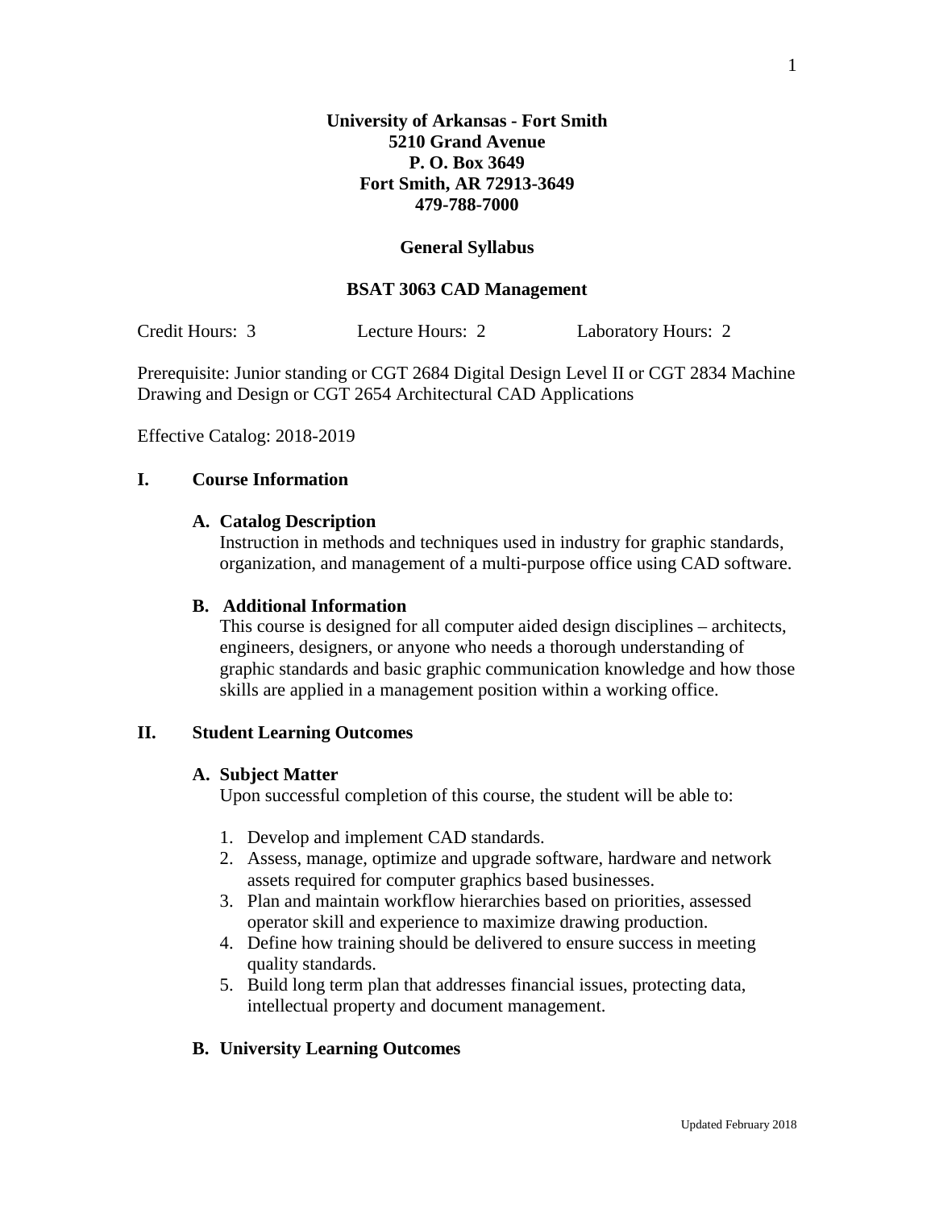**University of Arkansas - Fort Smith**
**5210 Grand Avenue**
**P. O. Box 3649**
**Fort Smith, AR 72913-3649**
**479-788-7000**

**General Syllabus**

**BSAT 3063 CAD Management**

Credit Hours: 3 Lecture Hours: 2 Laboratory Hours: 2

Prerequisite: Junior standing or CGT 2684 Digital Design Level II or CGT 2834 Machine Drawing and Design or CGT 2654 Architectural CAD Applications

Effective Catalog: 2018-2019

## I. Course Information

### A. Catalog Description

Instruction in methods and techniques used in industry for graphic standards, organization, and management of a multi-purpose office using CAD software.

### B. Additional Information

This course is designed for all computer aided design disciplines – architects, engineers, designers, or anyone who needs a thorough understanding of graphic standards and basic graphic communication knowledge and how those skills are applied in a management position within a working office.

## II. Student Learning Outcomes

### A. Subject Matter

Upon successful completion of this course, the student will be able to:

1. Develop and implement CAD standards.
2. Assess, manage, optimize and upgrade software, hardware and network assets required for computer graphics based businesses.
3. Plan and maintain workflow hierarchies based on priorities, assessed operator skill and experience to maximize drawing production.
4. Define how training should be delivered to ensure success in meeting quality standards.
5. Build long term plan that addresses financial issues, protecting data, intellectual property and document management.

### B. University Learning Outcomes

Updated February 2018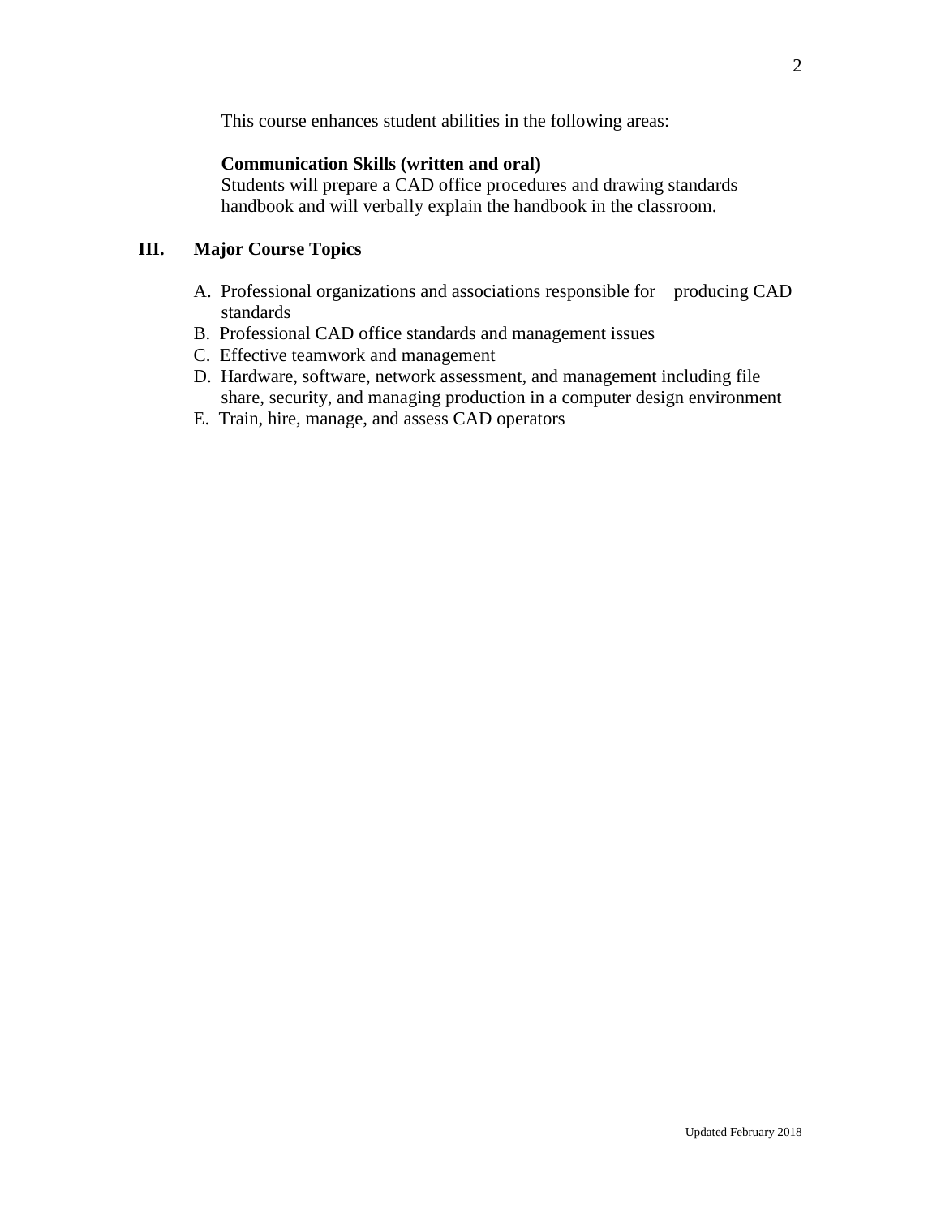This course enhances student abilities in the following areas:

**Communication Skills (written and oral)**
Students will prepare a CAD office procedures and drawing standards handbook and will verbally explain the handbook in the classroom.

## III. Major Course Topics

A. Professional organizations and associations responsible for producing CAD standards
B. Professional CAD office standards and management issues
C. Effective teamwork and management
D. Hardware, software, network assessment, and management including file share, security, and managing production in a computer design environment
E. Train, hire, manage, and assess CAD operators

Updated February 2018